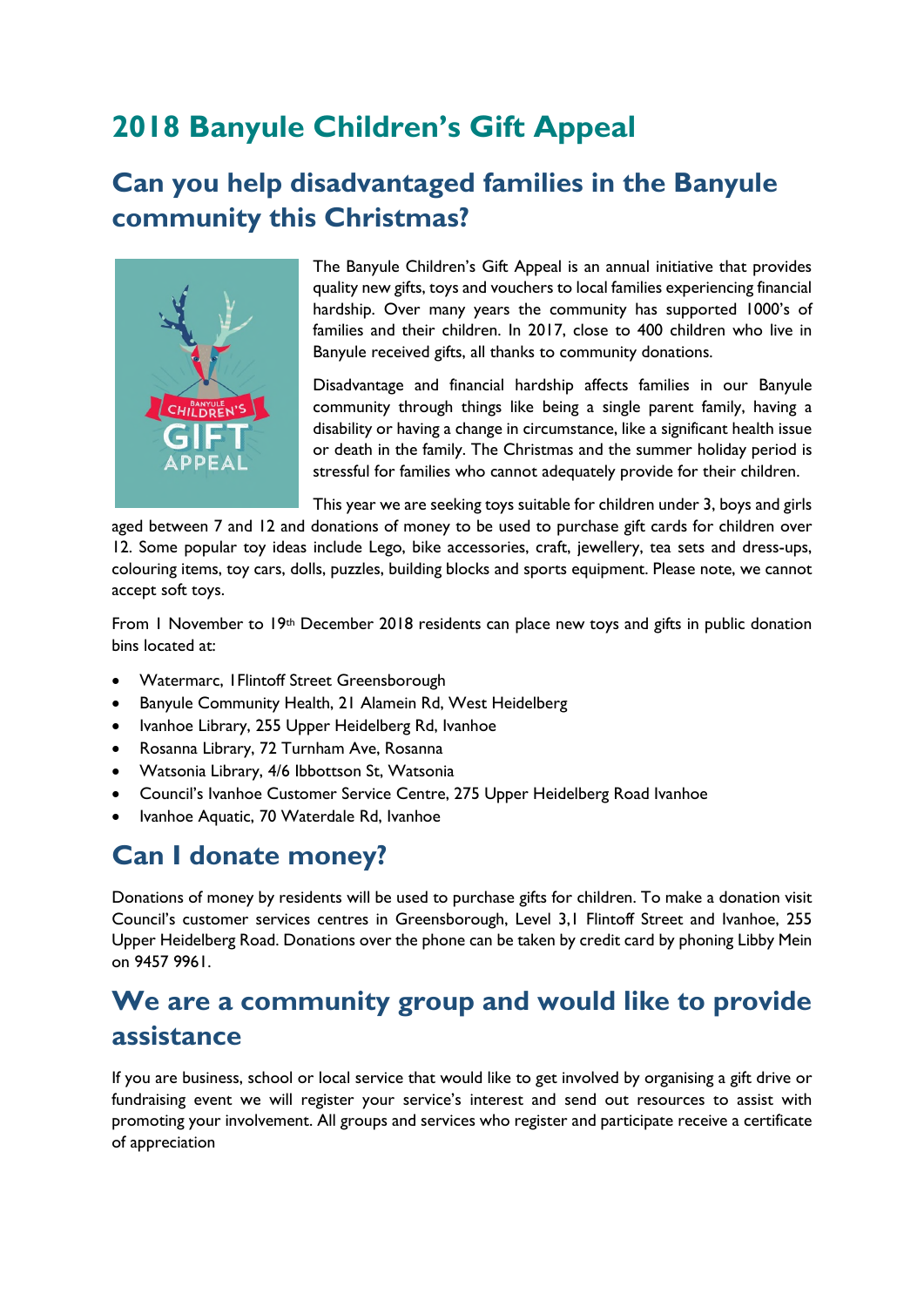# 2018 Banyule Children's Gift Appeal

## Can you help disadvantaged families in the Banyule community this Christmas?

The Banyule Children's Gift Appeal is an annual initiative that provides quality new gifts, toys and vouchers to local families experiencing financial hardship. Over many years the community has supported 1000's of families and their children. In 2017, close to 400 children who live in Banyule received gifts, all thanks to community donations.

Disadvantage and financial hardship affects families in our Banyule community through things like being a single parent family, having a disability or having a change in circumstance, like a significant health issue or death in the family. The Christmas and the summer holiday period is stressful for families who cannot adequately provide for their children.

This year we are seeking toys suitable for children under 3, boys and girls aged between 7 and 12 and donations of money to be used to purchase gift cards for children over 12. Some popular toy ideas include Lego, bike accessories, craft, jewellery, tea sets and dress-ups, colouring items, toy cars, dolls, puzzles, building blocks and sports equipment. Please note, we cannot accept soft toys.

From 1 November to 19th December 2018 residents can place new toys and gifts in public donation bins located at:

- Watermarc, 1Flintoff Street Greensborough
- Banyule Community Health, 21 Alamein Rd, West Heidelberg
- Ivanhoe Library, 255 Upper Heidelberg Rd, Ivanhoe
- Rosanna Library, 72 Turnham Ave, Rosanna
- Watsonia Library, 4/6 Ibbottson St, Watsonia
- Council's Ivanhoe Customer Service Centre, 275 Upper Heidelberg Road Ivanhoe
- Ivanhoe Aquatic, 70 Waterdale Rd, Ivanhoe

## Can I donate money?

Donations of money by residents will be used to purchase gifts for children. To make a donation visit Council's customer services centres in Greensborough, Level 3,1 Flintoff Street and Ivanhoe, 255 Upper Heidelberg Road. Donations over the phone can be taken by credit card by phoning Libby Mein on 9457 9961.

## We are a community group and would like to provide assistance

If you are business, school or local service that would like to get involved by organising a gift drive or fundraising event we will register your service's interest and send out resources to assist with promoting your involvement. All groups and services who register and participate receive a certificate of appreciation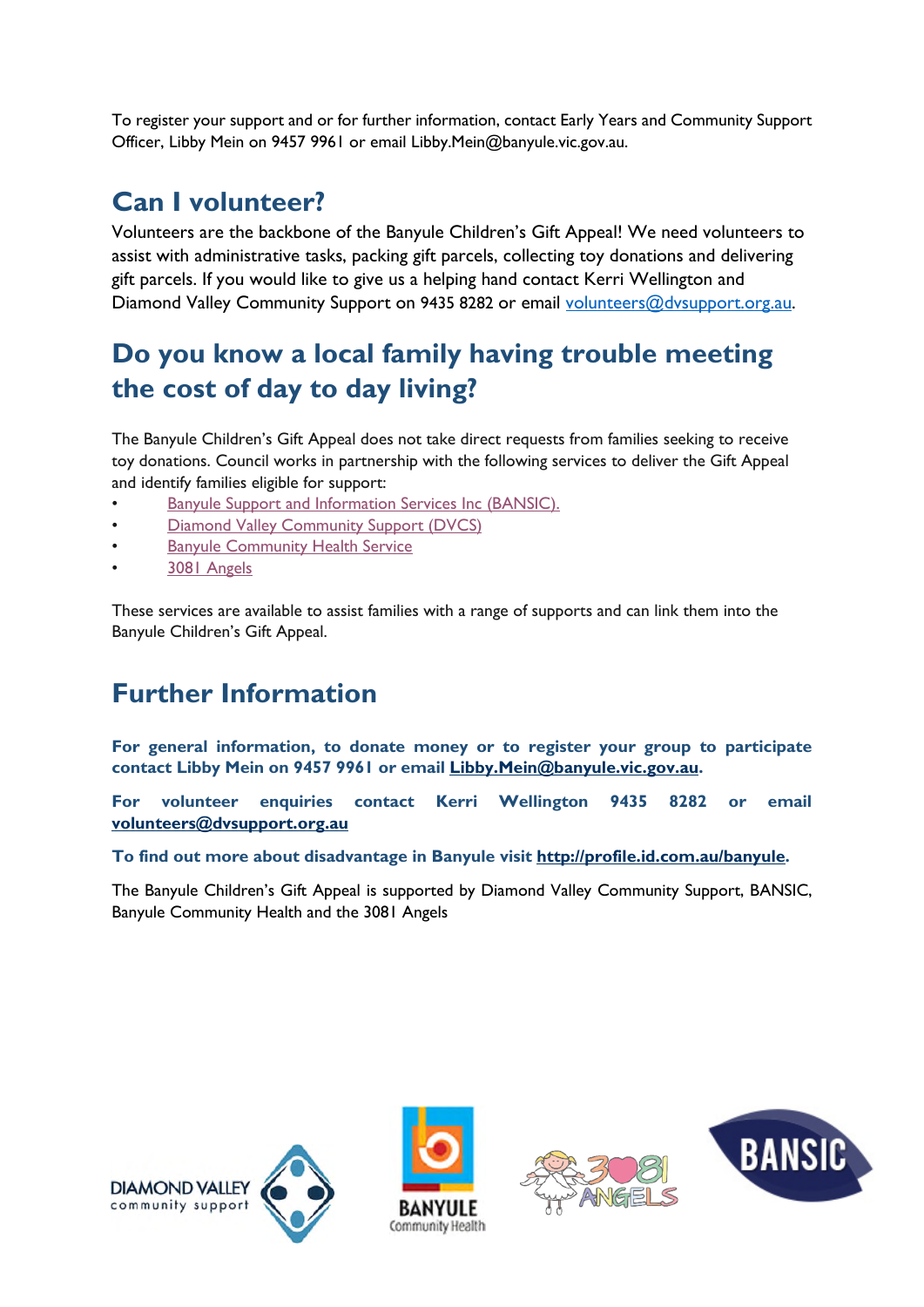To register your support and or for further information, contact Early Years and Community Support Officer, Libby Mein on 9457 9961 or email Libby.Mein@banyule.vic.gov.au.

## Can I volunteer?

Volunteers are the backbone of the Banyule Children's Gift Appeal! We need volunteers to assist with administrative tasks, packing gift parcels, collecting toy donations and delivering gift parcels. If you would like to give us a helping hand contact Kerri Wellington and Diamond Valley Community Support on 9435 8282 or email volunteers@dvsupport.org.au.

## Do you know a local family having trouble meeting the cost of day to day living?

The Banyule Children's Gift Appeal does not take direct requests from families seeking to receive toy donations. Council works in partnership with the following services to deliver the Gift Appeal and identify families eligible for support:

- Banyule Support and Information Services Inc (BANSIC).
- Diamond Valley Community Support (DVCS)
- Banyule Community Health Service
- 3081 Angels

These services are available to assist families with a range of supports and can link them into the Banyule Children's Gift Appeal.

## Further Information

**For general information, to donate money or to register your group to participate contact Libby Mein on 9457 9961 or email Libby.Mein@banyule.vic.gov.au.**

**For volunteer enquiries contact Kerri Wellington 9435 8282 or email volunteers@dvsupport.org.au**

**To find out more about disadvantage in Banyule visit http://profile.id.com.au/banyule.**

The Banyule Children's Gift Appeal is supported by Diamond Valley Community Support, BANSIC, Banyule Community Health and the 3081 Angels